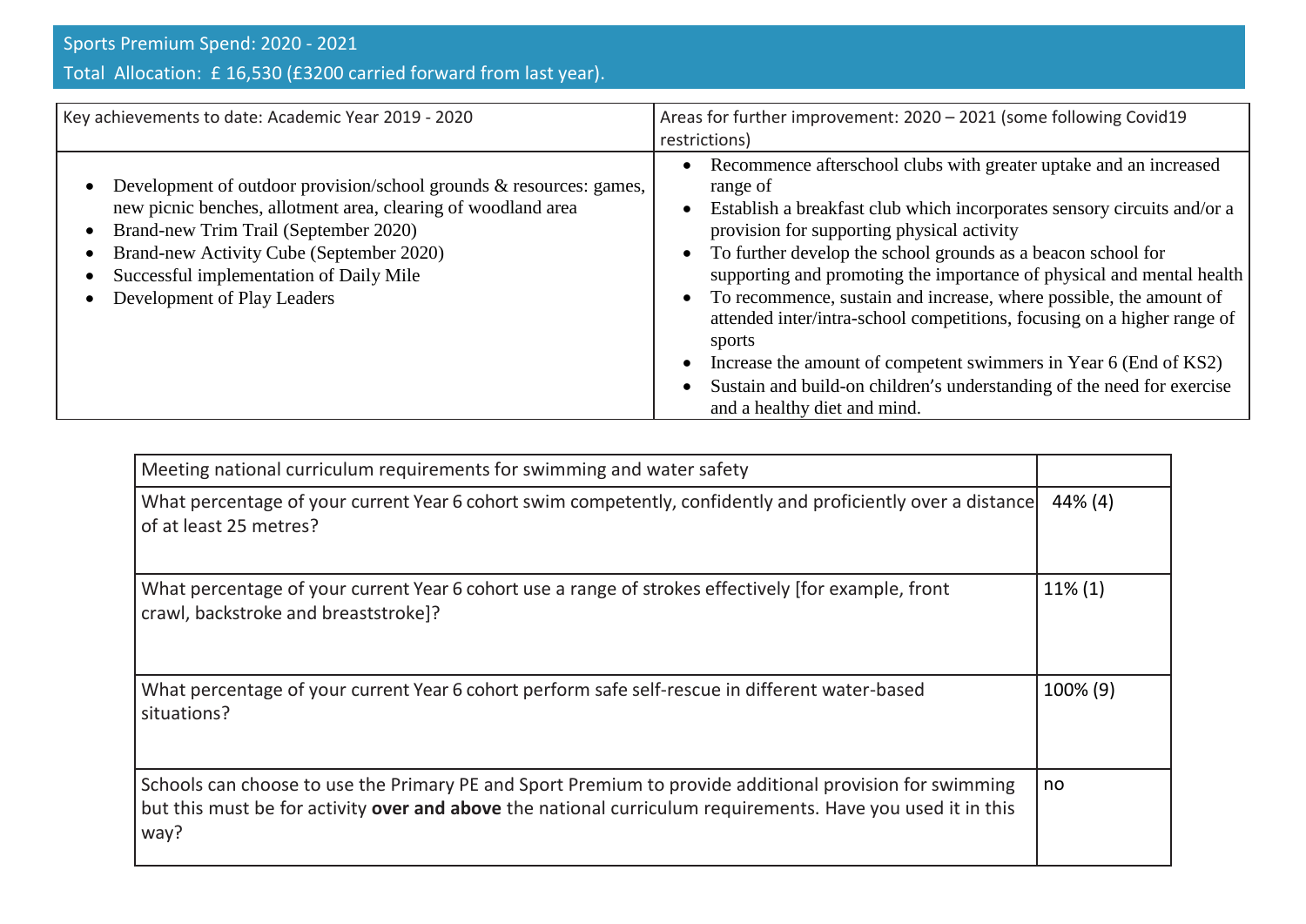## Sports Premium Spend: 2020 - 2021

## Total Allocation: £ 16,530 (£3200 carried forward from last year).

| Key achievements to date: Academic Year 2019 - 2020 | Areas for further improvement: 2020 – 2021 (some following Covid19 restrictions) |
|---|---|
| • Development of outdoor provision/school grounds & resources: games, new picnic benches, allotment area, clearing of woodland area<br>• Brand-new Trim Trail (September 2020)<br>• Brand-new Activity Cube (September 2020)<br>• Successful implementation of Daily Mile<br>• Development of Play Leaders | • Recommence afterschool clubs with greater uptake and an increased range of<br>• Establish a breakfast club which incorporates sensory circuits and/or a provision for supporting physical activity<br>• To further develop the school grounds as a beacon school for supporting and promoting the importance of physical and mental health<br>• To recommence, sustain and increase, where possible, the amount of attended inter/intra-school competitions, focusing on a higher range of sports<br>• Increase the amount of competent swimmers in Year 6 (End of KS2)<br>• Sustain and build-on children's understanding of the need for exercise and a healthy diet and mind. |

| Meeting national curriculum requirements for swimming and water safety | |
|---|---|
| What percentage of your current Year 6 cohort swim competently, confidently and proficiently over a distance of at least 25 metres? | 44% (4) |
| What percentage of your current Year 6 cohort use a range of strokes effectively [for example, front crawl, backstroke and breaststroke]? | 11% (1) |
| What percentage of your current Year 6 cohort perform safe self-rescue in different water-based situations? | 100% (9) |
| Schools can choose to use the Primary PE and Sport Premium to provide additional provision for swimming but this must be for activity **over and above** the national curriculum requirements. Have you used it in this way? | no |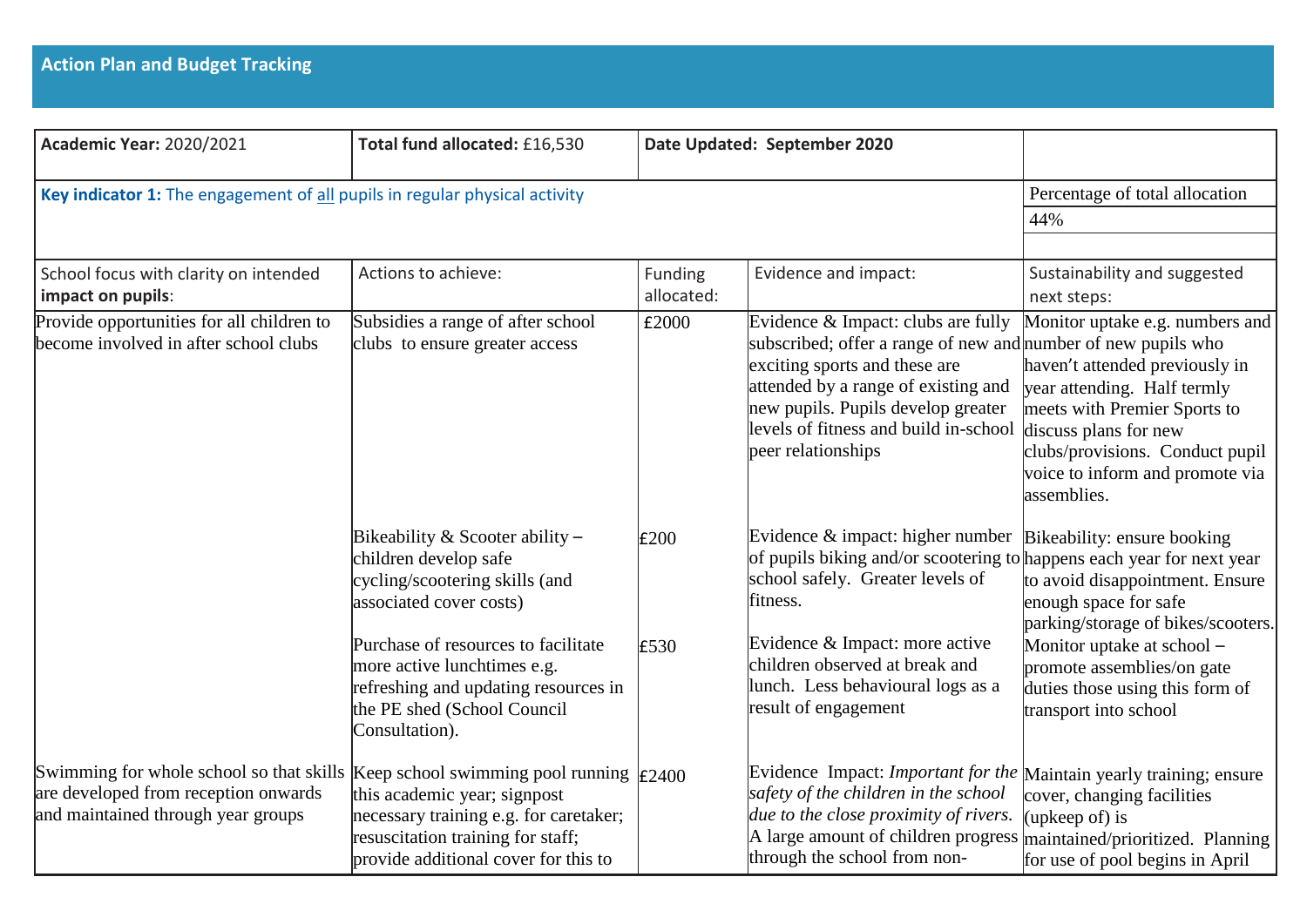## Action Plan and Budget Tracking

| **Academic Year:** 2020/2021 | **Total fund allocated:** £16,530 | **Date Updated: September 2020** | | |
|---|---|---|---|---|
| **Key indicator 1:** The engagement of all pupils in regular physical activity | | | | Percentage of total allocation |
| | | | | 44% |
| School focus with clarity on intended **impact on pupils**: | Actions to achieve: | Funding allocated: | Evidence and impact: | Sustainability and suggested next steps: |
| Provide opportunities for all children to become involved in after school clubs | Subsidies a range of after school clubs to ensure greater access | £2000 | Evidence & Impact: clubs are fully subscribed; offer a range of new and exciting sports and these are attended by a range of existing and new pupils. Pupils develop greater levels of fitness and build in-school peer relationships | Monitor uptake e.g. numbers and number of new pupils who haven't attended previously in year attending. Half termly meets with Premier Sports to discuss plans for new clubs/provisions. Conduct pupil voice to inform and promote via assemblies. |
| | Bikeability & Scooter ability – children develop safe cycling/scootering skills (and associated cover costs) | £200 | Evidence & impact: higher number of pupils biking and/or scootering to school safely. Greater levels of fitness. | Bikeability: ensure booking happens each year for next year to avoid disappointment. Ensure enough space for safe parking/storage of bikes/scooters. |
| | Purchase of resources to facilitate more active lunchtimes e.g. refreshing and updating resources in the PE shed (School Council Consultation). | £530 | Evidence & Impact: more active children observed at break and lunch. Less behavioural logs as a result of engagement | Monitor uptake at school – promote assemblies/on gate duties those using this form of transport into school |
| Swimming for whole school so that skills are developed from reception onwards and maintained through year groups | Keep school swimming pool running this academic year; signpost necessary training e.g. for caretaker; resuscitation training for staff; provide additional cover for this to | £2400 | Evidence Impact: *Important for the safety of the children in the school due to the close proximity of rivers.* A large amount of children progress through the school from non- | Maintain yearly training; ensure cover, changing facilities (upkeep of) is maintained/prioritized. Planning for use of pool begins in April |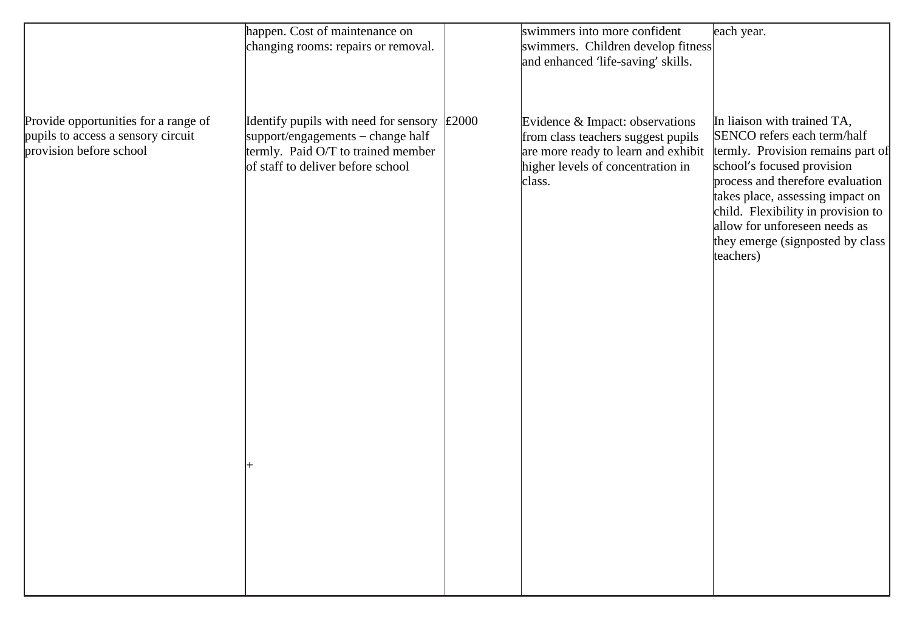| | | | | |
|---|---|---|---|---|
| | happen. Cost of maintenance on changing rooms: repairs or removal. | | swimmers into more confident swimmers. Children develop fitness and enhanced 'life-saving' skills. | each year. |
| Provide opportunities for a range of pupils to access a sensory circuit provision before school | Identify pupils with need for sensory support/engagements – change half termly. Paid O/T to trained member of staff to deliver before school<br><br>+ | £2000 | Evidence & Impact: observations from class teachers suggest pupils are more ready to learn and exhibit higher levels of concentration in class. | In liaison with trained TA, SENCO refers each term/half termly. Provision remains part of school's focused provision process and therefore evaluation takes place, assessing impact on child. Flexibility in provision to allow for unforeseen needs as they emerge (signposted by class teachers) |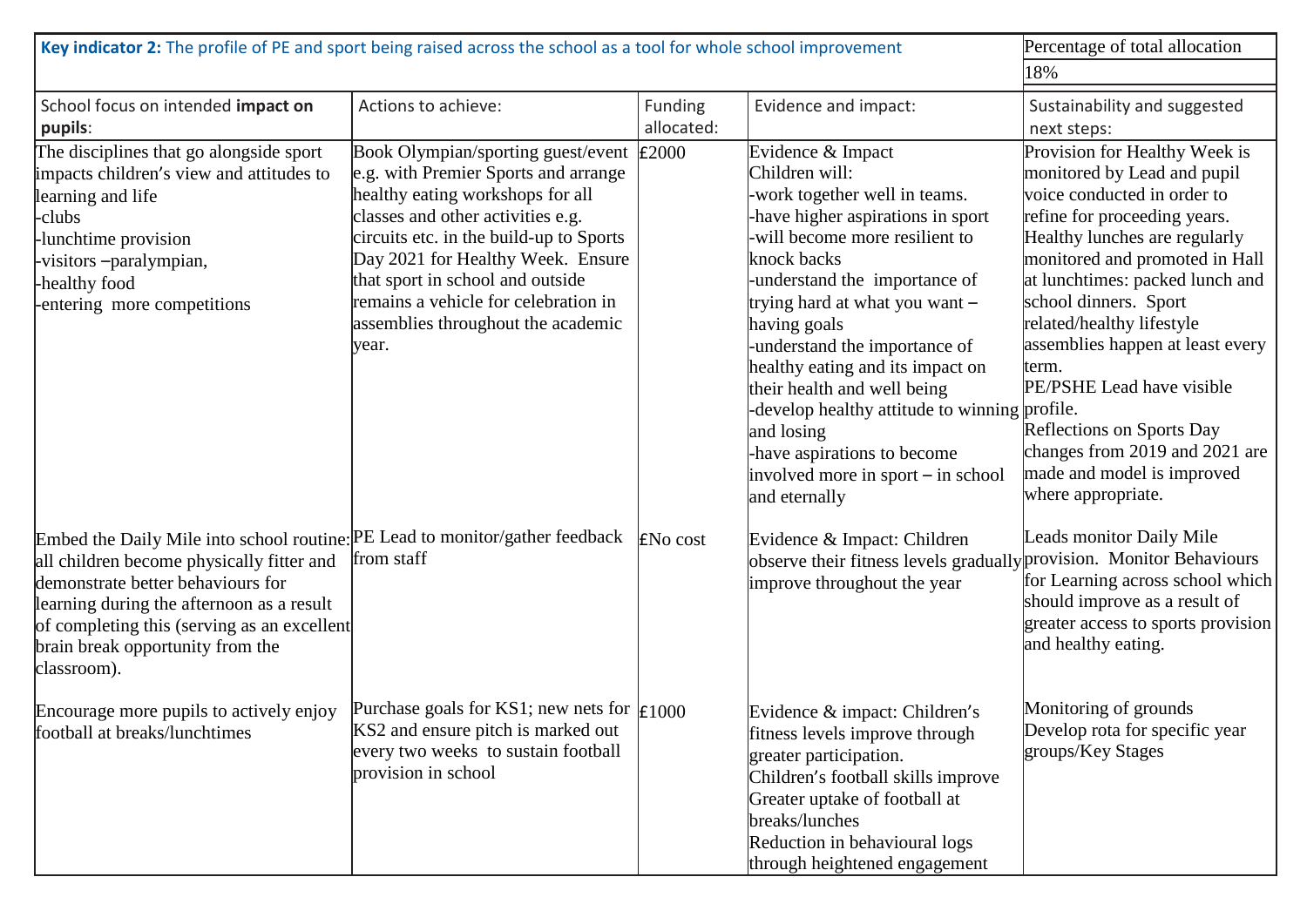| **Key indicator 2:** The profile of PE and sport being raised across the school as a tool for whole school improvement | | | | Percentage of total allocation |
|---|---|---|---|---|
| | | | | 18% |
| School focus on intended **impact on pupils**: | Actions to achieve: | Funding allocated: | Evidence and impact: | Sustainability and suggested next steps: |
| The disciplines that go alongside sport impacts children's view and attitudes to learning and life<br>-clubs<br>-lunchtime provision<br>-visitors –paralympian,<br>-healthy food<br>-entering more competitions | Book Olympian/sporting guest/event e.g. with Premier Sports and arrange healthy eating workshops for all classes and other activities e.g. circuits etc. in the build-up to Sports Day 2021 for Healthy Week. Ensure that sport in school and outside remains a vehicle for celebration in assemblies throughout the academic year. | £2000 | Evidence & Impact<br>Children will:<br>-work together well in teams.<br>-have higher aspirations in sport<br>-will become more resilient to knock backs<br>-understand the importance of trying hard at what you want – having goals<br>-understand the importance of healthy eating and its impact on their health and well being<br>-develop healthy attitude to winning and losing<br>-have aspirations to become involved more in sport – in school and eternally | Provision for Healthy Week is monitored by Lead and pupil voice conducted in order to refine for proceeding years.<br>Healthy lunches are regularly monitored and promoted in Hall at lunchtimes: packed lunch and school dinners. Sport related/healthy lifestyle assemblies happen at least every term.<br>PE/PSHE Lead have visible profile.<br>Reflections on Sports Day changes from 2019 and 2021 are made and model is improved where appropriate. |
| Embed the Daily Mile into school routine: all children become physically fitter and demonstrate better behaviours for learning during the afternoon as a result of completing this (serving as an excellent brain break opportunity from the classroom). | PE Lead to monitor/gather feedback from staff | £No cost | Evidence & Impact: Children observe their fitness levels gradually improve throughout the year | Leads monitor Daily Mile provision. Monitor Behaviours for Learning across school which should improve as a result of greater access to sports provision and healthy eating. |
| Encourage more pupils to actively enjoy football at breaks/lunchtimes | Purchase goals for KS1; new nets for KS2 and ensure pitch is marked out every two weeks to sustain football provision in school | £1000 | Evidence & impact: Children's fitness levels improve through greater participation.<br>Children's football skills improve<br>Greater uptake of football at breaks/lunches<br>Reduction in behavioural logs through heightened engagement | Monitoring of grounds<br>Develop rota for specific year groups/Key Stages |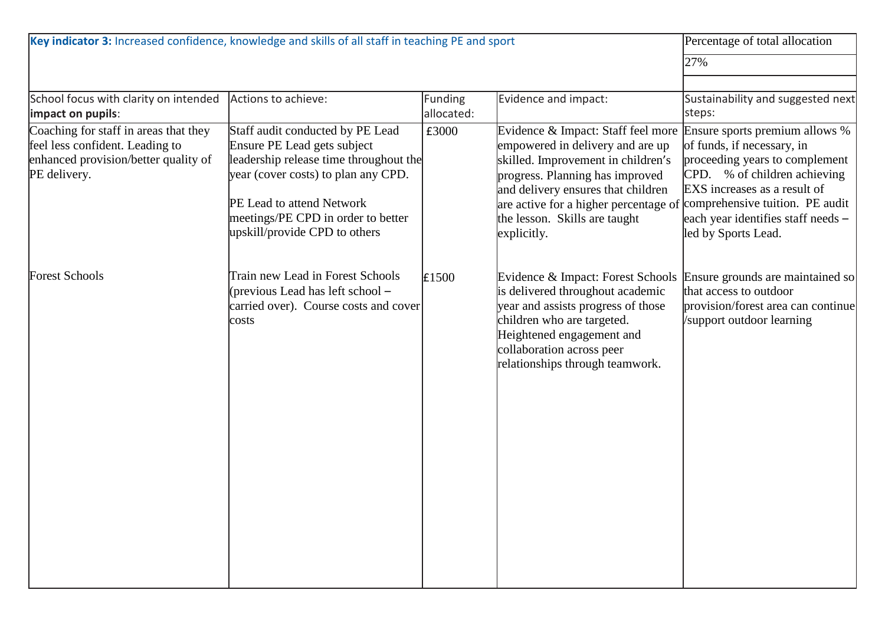| **Key indicator 3:** Increased confidence, knowledge and skills of all staff in teaching PE and sport | | | | Percentage of total allocation<br>27% |
|---|---|---|---|---|
| School focus with clarity on intended **impact on pupils**: | Actions to achieve: | Funding allocated: | Evidence and impact: | Sustainability and suggested next steps: |
| Coaching for staff in areas that they feel less confident. Leading to enhanced provision/better quality of PE delivery. | Staff audit conducted by PE Lead Ensure PE Lead gets subject leadership release time throughout the year (cover costs) to plan any CPD.<br><br>PE Lead to attend Network meetings/PE CPD in order to better upskill/provide CPD to others | £3000 | Evidence & Impact: Staff feel more empowered in delivery and are up skilled. Improvement in children's progress. Planning has improved and delivery ensures that children are active for a higher percentage of the lesson. Skills are taught explicitly. | Ensure sports premium allows % of funds, if necessary, in proceeding years to complement CPD. % of children achieving EXS increases as a result of comprehensive tuition. PE audit each year identifies staff needs – led by Sports Lead. |
| Forest Schools | Train new Lead in Forest Schools (previous Lead has left school – carried over). Course costs and cover costs | £1500 | Evidence & Impact: Forest Schools is delivered throughout academic year and assists progress of those children who are targeted. Heightened engagement and collaboration across peer relationships through teamwork. | Ensure grounds are maintained so that access to outdoor provision/forest area can continue /support outdoor learning |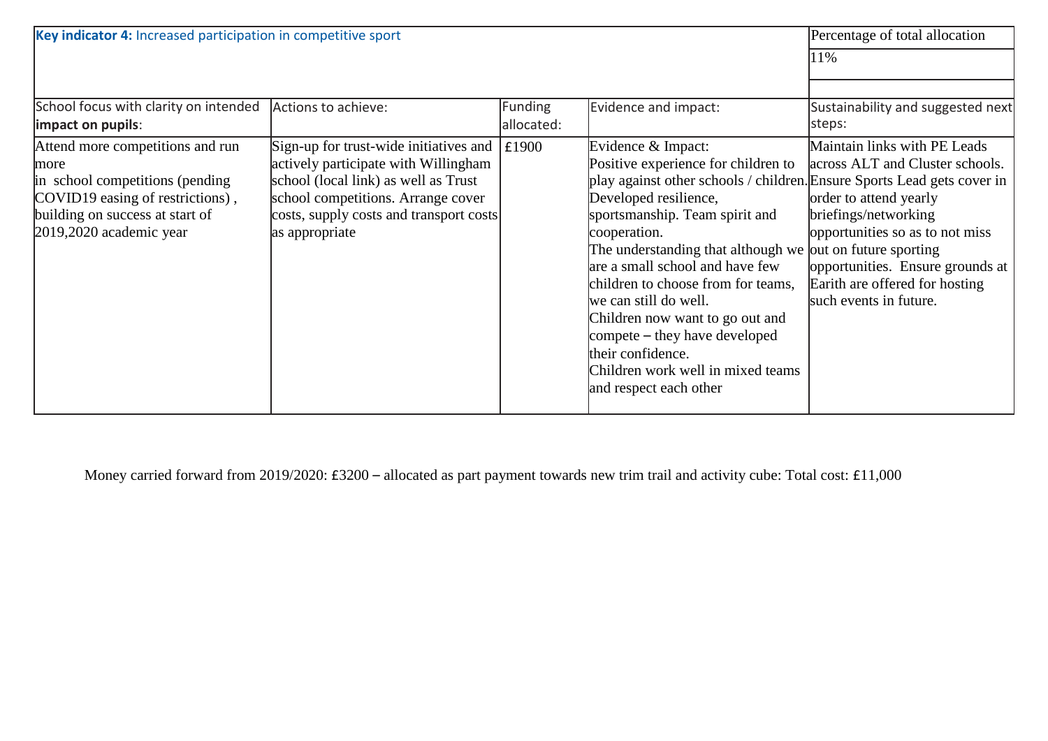| **Key indicator 4:** Increased participation in competitive sport | | | | Percentage of total allocation |
|---|---|---|---|---|
| | | | | 11% |
| School focus with clarity on intended **impact on pupils**: | Actions to achieve: | Funding allocated: | Evidence and impact: | Sustainability and suggested next steps: |
| Attend more competitions and run more in school competitions (pending COVID19 easing of restrictions) , building on success at start of 2019,2020 academic year | Sign-up for trust-wide initiatives and actively participate with Willingham school (local link) as well as Trust school competitions. Arrange cover costs, supply costs and transport costs as appropriate | £1900 | Evidence & Impact:<br>Positive experience for children to play against other schools / children. Developed resilience, sportsmanship. Team spirit and cooperation.<br>The understanding that although we are a small school and have few children to choose from for teams, we can still do well.<br>Children now want to go out and compete – they have developed their confidence.<br>Children work well in mixed teams and respect each other | Maintain links with PE Leads across ALT and Cluster schools. Ensure Sports Lead gets cover in order to attend yearly briefings/networking opportunities so as to not miss out on future sporting opportunities. Ensure grounds at Earith are offered for hosting such events in future. |

Money carried forward from 2019/2020: £3200 – allocated as part payment towards new trim trail and activity cube: Total cost: £11,000